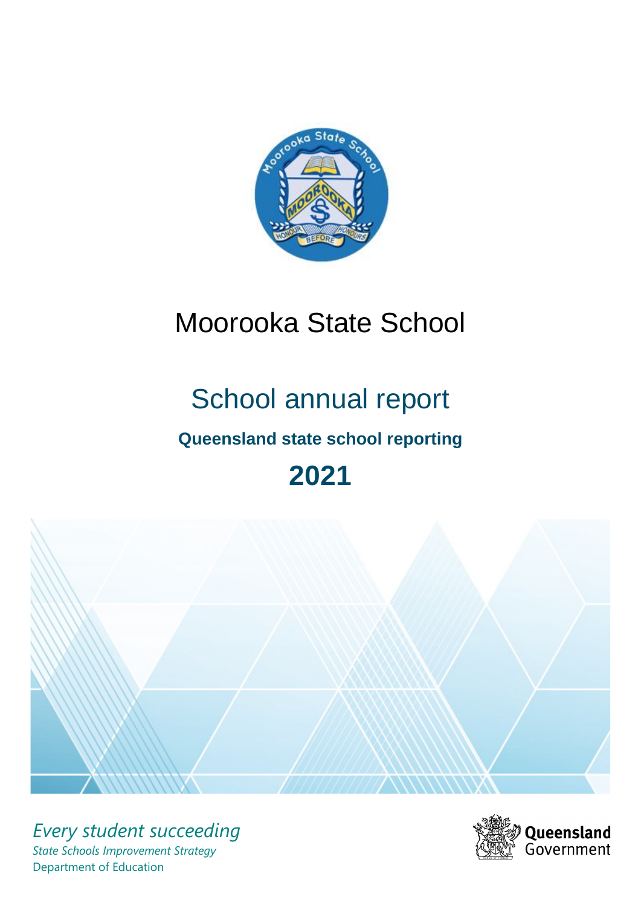# Moorooka State School

## School annual report

### Queensland state school reporting

## 2021

*Every student succeeding*

*State Schools Improvement Strategy*

Department of Education

Queensland Government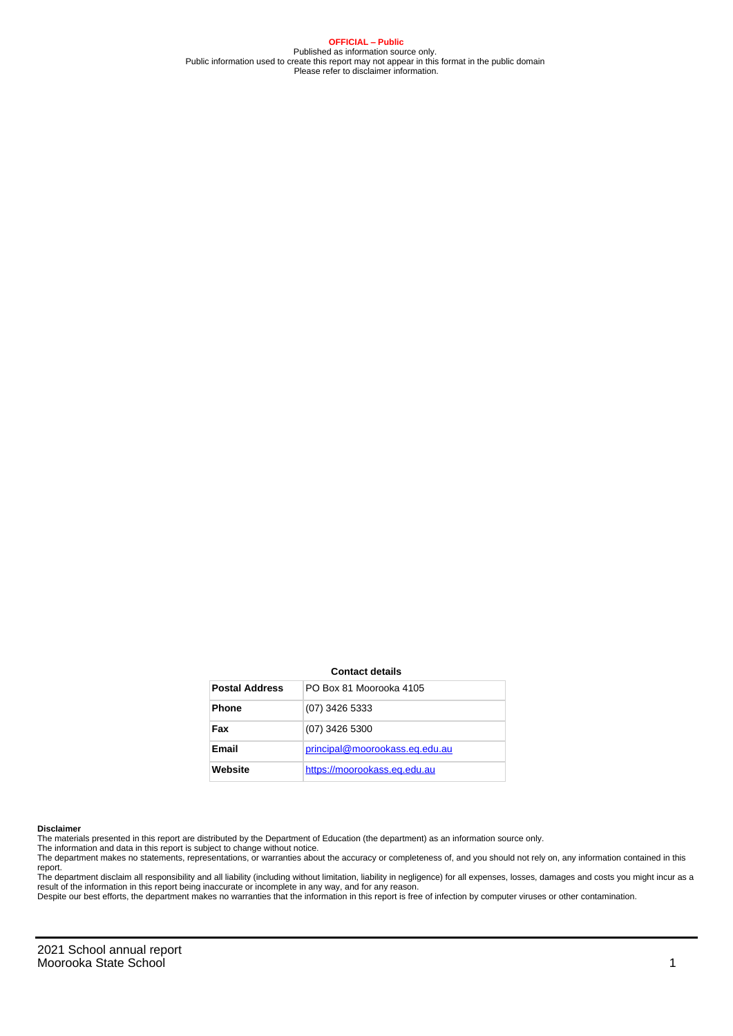**OFFICIAL – Public**
Published as information source only.
Public information used to create this report may not appear in this format in the public domain
Please refer to disclaimer information.

**Contact details**

| Postal Address | PO Box 81 Moorooka 4105 |
|---|---|
| Phone | (07) 3426 5333 |
| Fax | (07) 3426 5300 |
| Email | principal@moorookass.eq.edu.au |
| Website | https://moorookass.eq.edu.au |

**Disclaimer**

The materials presented in this report are distributed by the Department of Education (the department) as an information source only.
The information and data in this report is subject to change without notice.
The department makes no statements, representations, or warranties about the accuracy or completeness of, and you should not rely on, any information contained in this report.
The department disclaim all responsibility and all liability (including without limitation, liability in negligence) for all expenses, losses, damages and costs you might incur as a result of the information in this report being inaccurate or incomplete in any way, and for any reason.
Despite our best efforts, the department makes no warranties that the information in this report is free of infection by computer viruses or other contamination.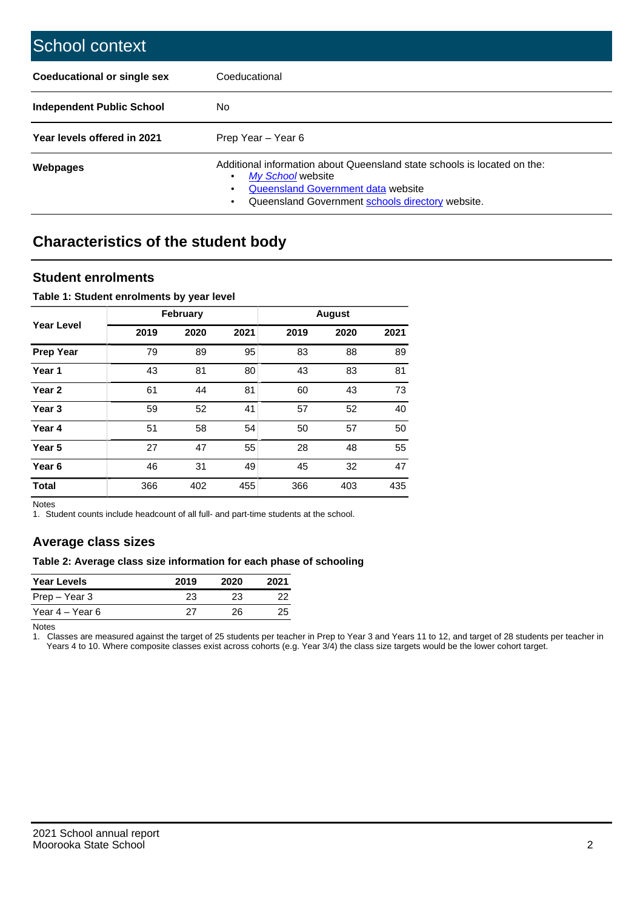## School context

| | |
|---|---|
| **Coeducational or single sex** | Coeducational |
| **Independent Public School** | No |
| **Year levels offered in 2021** | Prep Year – Year 6 |
| **Webpages** | Additional information about Queensland state schools is located on the:<br>• *My School* website<br>• Queensland Government data website<br>• Queensland Government schools directory website. |

## Characteristics of the student body

### Student enrolments

**Table 1: Student enrolments by year level**

| Year Level | February | | | August | | |
|---|---|---|---|---|---|---|
| | 2019 | 2020 | 2021 | 2019 | 2020 | 2021 |
| **Prep Year** | 79 | 89 | 95 | 83 | 88 | 89 |
| **Year 1** | 43 | 81 | 80 | 43 | 83 | 81 |
| **Year 2** | 61 | 44 | 81 | 60 | 43 | 73 |
| **Year 3** | 59 | 52 | 41 | 57 | 52 | 40 |
| **Year 4** | 51 | 58 | 54 | 50 | 57 | 50 |
| **Year 5** | 27 | 47 | 55 | 28 | 48 | 55 |
| **Year 6** | 46 | 31 | 49 | 45 | 32 | 47 |
| **Total** | 366 | 402 | 455 | 366 | 403 | 435 |

Notes
1. Student counts include headcount of all full- and part-time students at the school.

### Average class sizes

**Table 2: Average class size information for each phase of schooling**

| Year Levels | 2019 | 2020 | 2021 |
|---|---|---|---|
| Prep – Year 3 | 23 | 23 | 22 |
| Year 4 – Year 6 | 27 | 26 | 25 |

Notes
1. Classes are measured against the target of 25 students per teacher in Prep to Year 3 and Years 11 to 12, and target of 28 students per teacher in Years 4 to 10. Where composite classes exist across cohorts (e.g. Year 3/4) the class size targets would be the lower cohort target.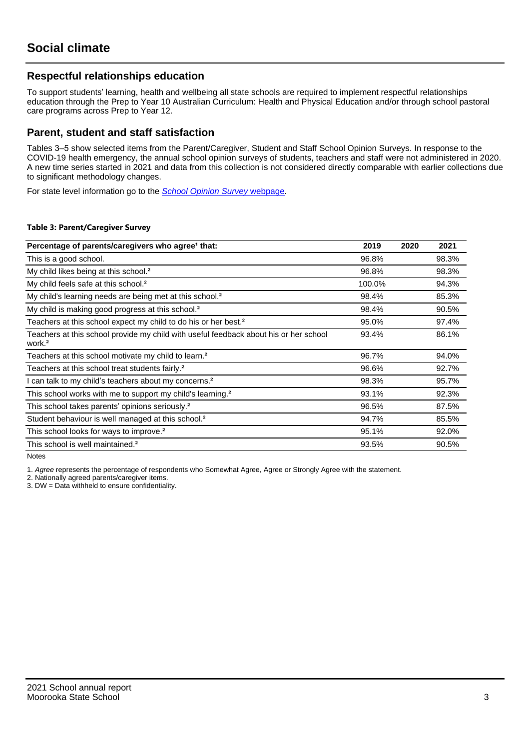# Social climate

## Respectful relationships education

To support students' learning, health and wellbeing all state schools are required to implement respectful relationships education through the Prep to Year 10 Australian Curriculum: Health and Physical Education and/or through school pastoral care programs across Prep to Year 12.

## Parent, student and staff satisfaction

Tables 3–5 show selected items from the Parent/Caregiver, Student and Staff School Opinion Surveys. In response to the COVID-19 health emergency, the annual school opinion surveys of students, teachers and staff were not administered in 2020. A new time series started in 2021 and data from this collection is not considered directly comparable with earlier collections due to significant methodology changes.

For state level information go to the *School Opinion Survey* webpage.

**Table 3: Parent/Caregiver Survey**

| Percentage of parents/caregivers who agree[1] that: | 2019 | 2020 | 2021 |
|---|---|---|---|
| This is a good school. | 96.8% | | 98.3% |
| My child likes being at this school.[2] | 96.8% | | 98.3% |
| My child feels safe at this school.[2] | 100.0% | | 94.3% |
| My child's learning needs are being met at this school.[2] | 98.4% | | 85.3% |
| My child is making good progress at this school.[2] | 98.4% | | 90.5% |
| Teachers at this school expect my child to do his or her best.[2] | 95.0% | | 97.4% |
| Teachers at this school provide my child with useful feedback about his or her school work.[2] | 93.4% | | 86.1% |
| Teachers at this school motivate my child to learn.[2] | 96.7% | | 94.0% |
| Teachers at this school treat students fairly.[2] | 96.6% | | 92.7% |
| I can talk to my child's teachers about my concerns.[2] | 98.3% | | 95.7% |
| This school works with me to support my child's learning.[2] | 93.1% | | 92.3% |
| This school takes parents' opinions seriously.[2] | 96.5% | | 87.5% |
| Student behaviour is well managed at this school.[2] | 94.7% | | 85.5% |
| This school looks for ways to improve.[2] | 95.1% | | 92.0% |
| This school is well maintained.[2] | 93.5% | | 90.5% |

Notes

1. *Agree* represents the percentage of respondents who Somewhat Agree, Agree or Strongly Agree with the statement.
2. Nationally agreed parents/caregiver items.
3. DW = Data withheld to ensure confidentiality.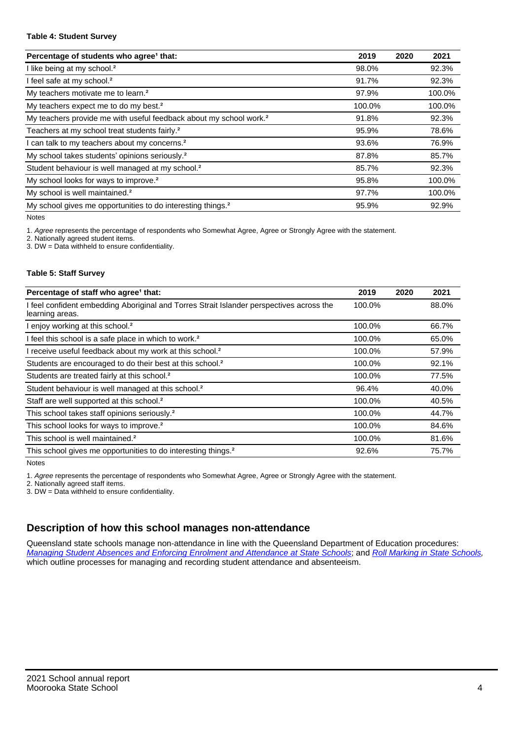**Table 4: Student Survey**

| Percentage of students who agree[1] that: | 2019 | 2020 | 2021 |
|---|---|---|---|
| I like being at my school.[2] | 98.0% | | 92.3% |
| I feel safe at my school.[2] | 91.7% | | 92.3% |
| My teachers motivate me to learn.[2] | 97.9% | | 100.0% |
| My teachers expect me to do my best.[2] | 100.0% | | 100.0% |
| My teachers provide me with useful feedback about my school work.[2] | 91.8% | | 92.3% |
| Teachers at my school treat students fairly.[2] | 95.9% | | 78.6% |
| I can talk to my teachers about my concerns.[2] | 93.6% | | 76.9% |
| My school takes students' opinions seriously.[2] | 87.8% | | 85.7% |
| Student behaviour is well managed at my school.[2] | 85.7% | | 92.3% |
| My school looks for ways to improve.[2] | 95.8% | | 100.0% |
| My school is well maintained.[2] | 97.7% | | 100.0% |
| My school gives me opportunities to do interesting things.[2] | 95.9% | | 92.9% |

Notes

1. *Agree* represents the percentage of respondents who Somewhat Agree, Agree or Strongly Agree with the statement.
2. Nationally agreed student items.
3. DW = Data withheld to ensure confidentiality.

**Table 5: Staff Survey**

| Percentage of staff who agree[1] that: | 2019 | 2020 | 2021 |
|---|---|---|---|
| I feel confident embedding Aboriginal and Torres Strait Islander perspectives across the learning areas. | 100.0% | | 88.0% |
| I enjoy working at this school.[2] | 100.0% | | 66.7% |
| I feel this school is a safe place in which to work.[2] | 100.0% | | 65.0% |
| I receive useful feedback about my work at this school.[2] | 100.0% | | 57.9% |
| Students are encouraged to do their best at this school.[2] | 100.0% | | 92.1% |
| Students are treated fairly at this school.[2] | 100.0% | | 77.5% |
| Student behaviour is well managed at this school.[2] | 96.4% | | 40.0% |
| Staff are well supported at this school.[2] | 100.0% | | 40.5% |
| This school takes staff opinions seriously.[2] | 100.0% | | 44.7% |
| This school looks for ways to improve.[2] | 100.0% | | 84.6% |
| This school is well maintained.[2] | 100.0% | | 81.6% |
| This school gives me opportunities to do interesting things.[2] | 92.6% | | 75.7% |

Notes

1. *Agree* represents the percentage of respondents who Somewhat Agree, Agree or Strongly Agree with the statement.
2. Nationally agreed staff items.
3. DW = Data withheld to ensure confidentiality.

## Description of how this school manages non-attendance

Queensland state schools manage non-attendance in line with the Queensland Department of Education procedures: *Managing Student Absences and Enforcing Enrolment and Attendance at State Schools*; and *Roll Marking in State Schools,* which outline processes for managing and recording student attendance and absenteeism.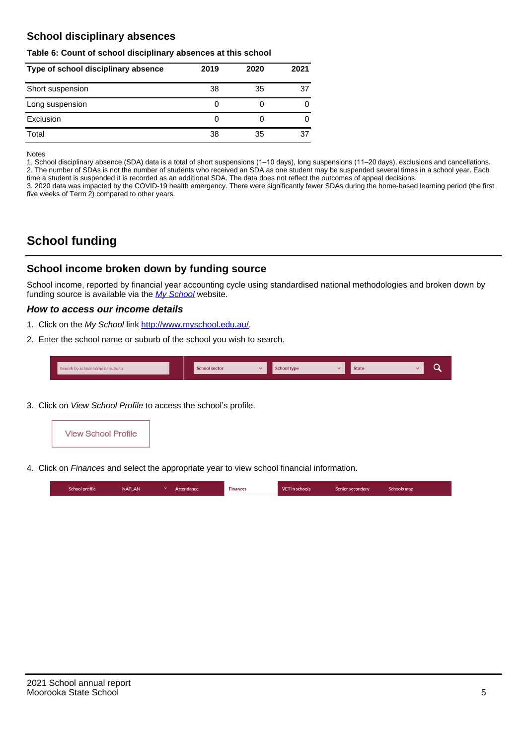## School disciplinary absences

**Table 6: Count of school disciplinary absences at this school**

| Type of school disciplinary absence | 2019 | 2020 | 2021 |
|---|---|---|---|
| Short suspension | 38 | 35 | 37 |
| Long suspension | 0 | 0 | 0 |
| Exclusion | 0 | 0 | 0 |
| Total | 38 | 35 | 37 |

Notes

1. School disciplinary absence (SDA) data is a total of short suspensions (1–10 days), long suspensions (11–20 days), exclusions and cancellations.
2. The number of SDAs is not the number of students who received an SDA as one student may be suspended several times in a school year. Each time a student is suspended it is recorded as an additional SDA. The data does not reflect the outcomes of appeal decisions.
3. 2020 data was impacted by the COVID-19 health emergency. There were significantly fewer SDAs during the home-based learning period (the first five weeks of Term 2) compared to other years.

# School funding

## School income broken down by funding source

School income, reported by financial year accounting cycle using standardised national methodologies and broken down by funding source is available via the *My School* website.

### *How to access our income details*

1. Click on the *My School* link http://www.myschool.edu.au/.
2. Enter the school name or suburb of the school you wish to search.

Search by school name or suburb | School sector | School type | State

3. Click on *View School Profile* to access the school's profile.

View School Profile

4. Click on *Finances* and select the appropriate year to view school financial information.

School profile | NAPLAN | Attendance | Finances | VET in schools | Senior secondary | Schools map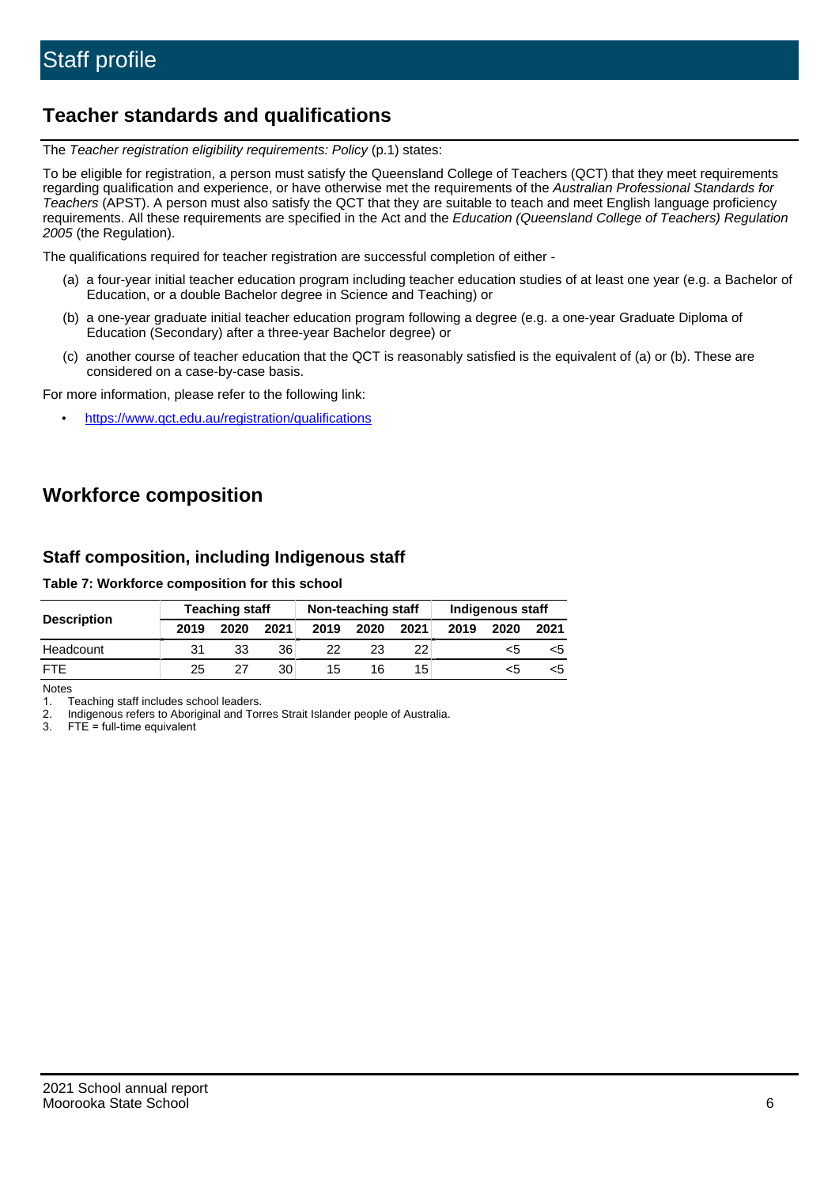# Staff profile

## Teacher standards and qualifications

The *Teacher registration eligibility requirements: Policy* (p.1) states:

To be eligible for registration, a person must satisfy the Queensland College of Teachers (QCT) that they meet requirements regarding qualification and experience, or have otherwise met the requirements of the *Australian Professional Standards for Teachers* (APST). A person must also satisfy the QCT that they are suitable to teach and meet English language proficiency requirements. All these requirements are specified in the Act and the *Education (Queensland College of Teachers) Regulation 2005* (the Regulation).

The qualifications required for teacher registration are successful completion of either -

(a) a four-year initial teacher education program including teacher education studies of at least one year (e.g. a Bachelor of Education, or a double Bachelor degree in Science and Teaching) or

(b) a one-year graduate initial teacher education program following a degree (e.g. a one-year Graduate Diploma of Education (Secondary) after a three-year Bachelor degree) or

(c) another course of teacher education that the QCT is reasonably satisfied is the equivalent of (a) or (b). These are considered on a case-by-case basis.

For more information, please refer to the following link:

- https://www.qct.edu.au/registration/qualifications

## Workforce composition

### Staff composition, including Indigenous staff

**Table 7: Workforce composition for this school**

| Description | Teaching staff | | | Non-teaching staff | | | Indigenous staff | | |
|---|---|---|---|---|---|---|---|---|---|
| | 2019 | 2020 | 2021 | 2019 | 2020 | 2021 | 2019 | 2020 | 2021 |
| Headcount | 31 | 33 | 36 | 22 | 23 | 22 | | <5 | <5 |
| FTE | 25 | 27 | 30 | 15 | 16 | 15 | | <5 | <5 |

Notes

1. Teaching staff includes school leaders.
2. Indigenous refers to Aboriginal and Torres Strait Islander people of Australia.
3. FTE = full-time equivalent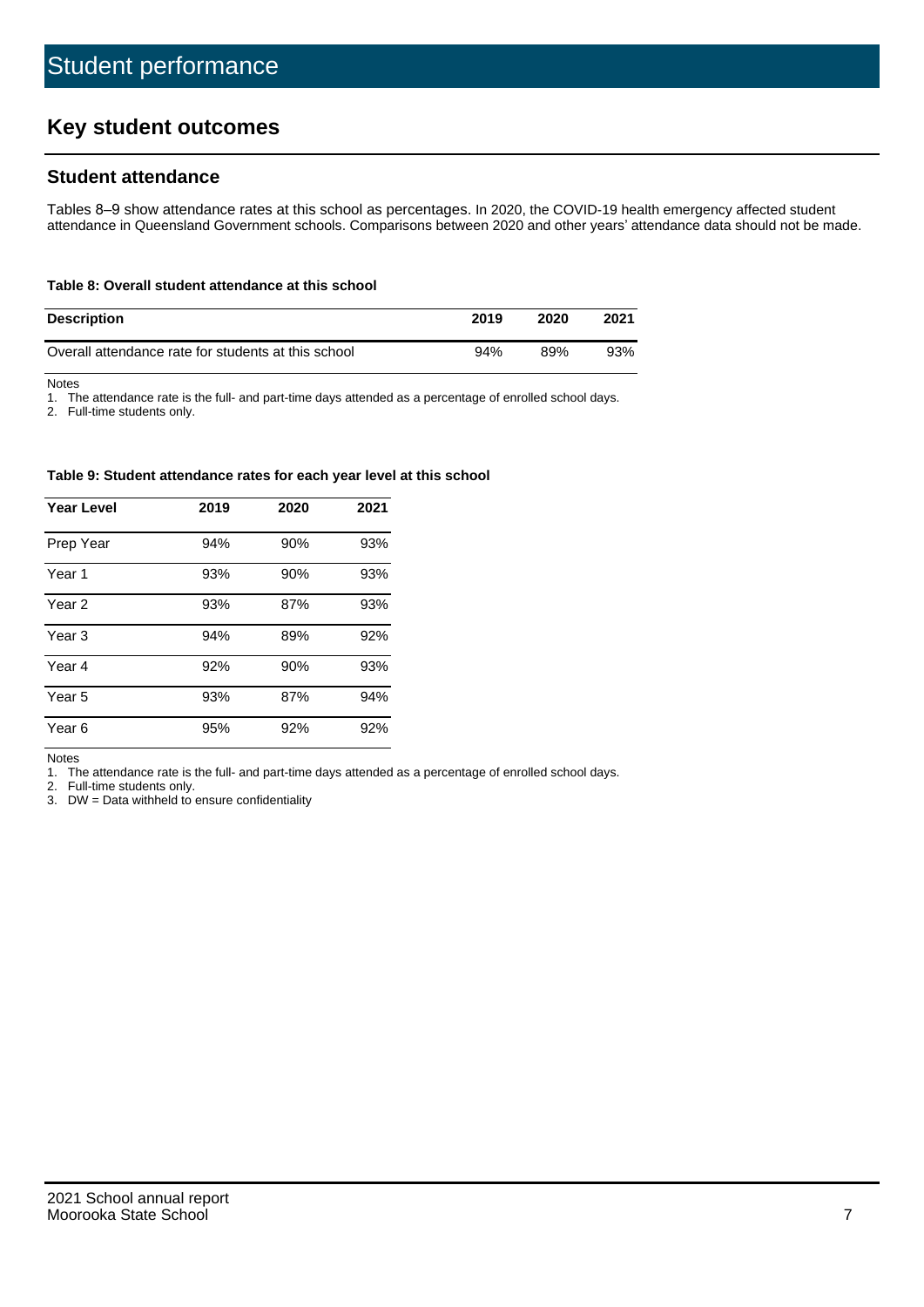# Student performance

## Key student outcomes

### Student attendance

Tables 8–9 show attendance rates at this school as percentages. In 2020, the COVID-19 health emergency affected student attendance in Queensland Government schools. Comparisons between 2020 and other years' attendance data should not be made.

**Table 8: Overall student attendance at this school**

| Description | 2019 | 2020 | 2021 |
|---|---|---|---|
| Overall attendance rate for students at this school | 94% | 89% | 93% |

Notes

1. The attendance rate is the full- and part-time days attended as a percentage of enrolled school days.
2. Full-time students only.

**Table 9: Student attendance rates for each year level at this school**

| Year Level | 2019 | 2020 | 2021 |
|---|---|---|---|
| Prep Year | 94% | 90% | 93% |
| Year 1 | 93% | 90% | 93% |
| Year 2 | 93% | 87% | 93% |
| Year 3 | 94% | 89% | 92% |
| Year 4 | 92% | 90% | 93% |
| Year 5 | 93% | 87% | 94% |
| Year 6 | 95% | 92% | 92% |

Notes

1. The attendance rate is the full- and part-time days attended as a percentage of enrolled school days.
2. Full-time students only.
3. DW = Data withheld to ensure confidentiality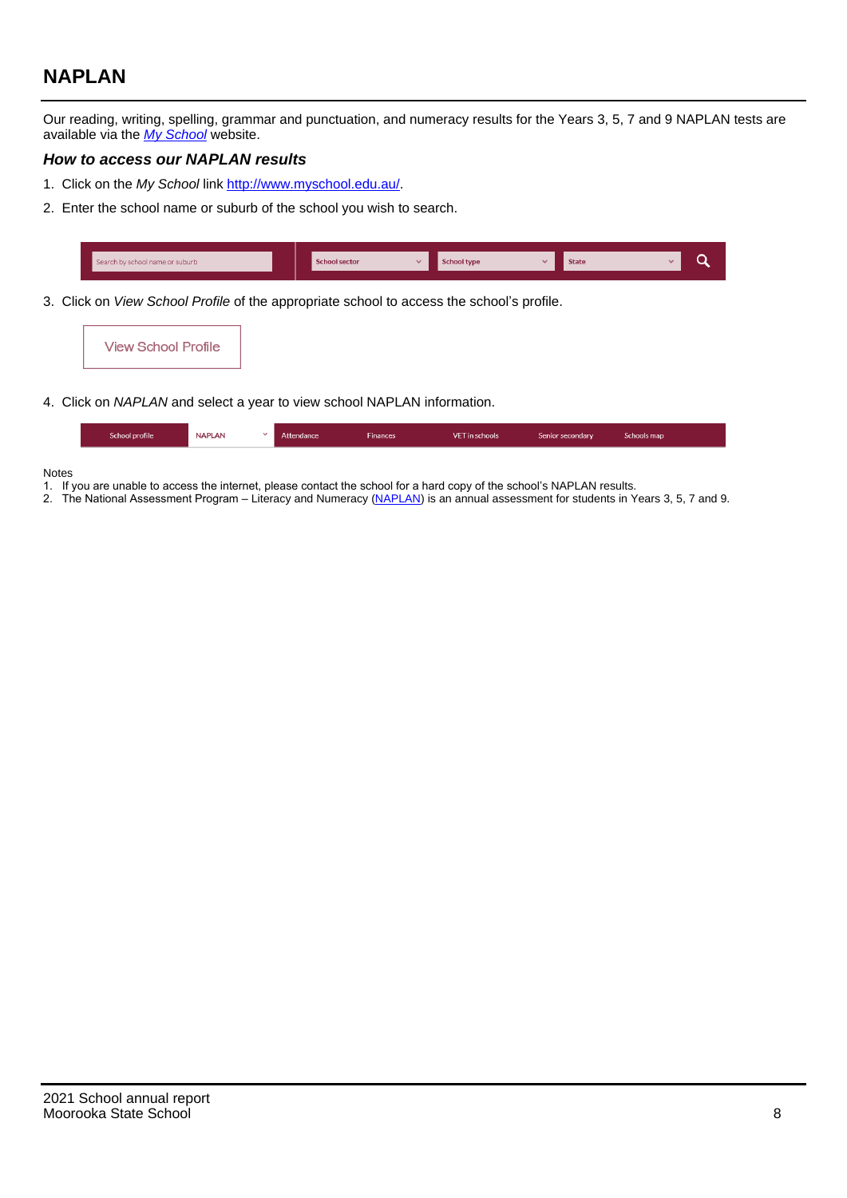# NAPLAN

Our reading, writing, spelling, grammar and punctuation, and numeracy results for the Years 3, 5, 7 and 9 NAPLAN tests are available via the [*My School*](http://www.myschool.edu.au/) website.

### *How to access our NAPLAN results*

1. Click on the *My School* link [http://www.myschool.edu.au/](http://www.myschool.edu.au/).
2. Enter the school name or suburb of the school you wish to search.

Search by school name or suburb | School sector | School type | State

3. Click on *View School Profile* of the appropriate school to access the school's profile.

View School Profile

4. Click on *NAPLAN* and select a year to view school NAPLAN information.

School profile | NAPLAN | Attendance | Finances | VET in schools | Senior secondary | Schools map

Notes
1. If you are unable to access the internet, please contact the school for a hard copy of the school's NAPLAN results.
2. The National Assessment Program – Literacy and Numeracy (NAPLAN) is an annual assessment for students in Years 3, 5, 7 and 9.